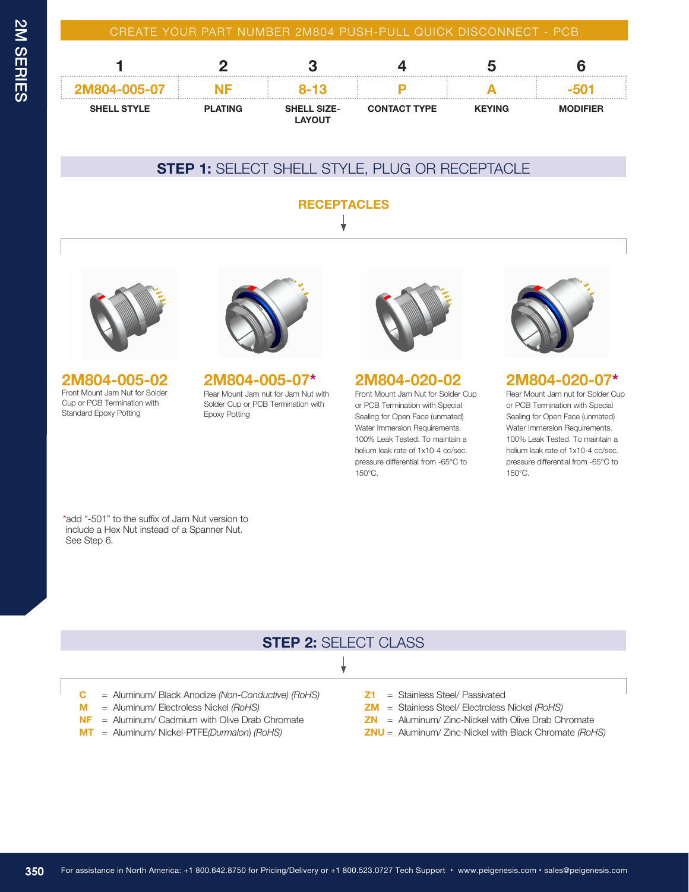## CREATE YOUR PART NUMBER 2M804 PUSH-PULL QUICK DISCONNECT - PCB

| 1 | 2 | 3 | 4 | 5 | 6 |
|---|---|---|---|---|---|
| 2M804-005-07 | NF | 8-13 | P | A | -501 |
| SHELL STYLE | PLATING | SHELL SIZE-LAYOUT | CONTACT TYPE | KEYING | MODIFIER |

## STEP 1: SELECT SHELL STYLE, PLUG OR RECEPTACLE

### RECEPTACLES

**2M804-005-02**
Front Mount Jam Nut for Solder Cup or PCB Termination with Standard Epoxy Potting

**2M804-005-07***
Rear Mount Jam nut for Jam Nut with Solder Cup or PCB Termination with Epoxy Potting

**2M804-020-02**
Front Mount Jam Nut for Solder Cup or PCB Termination with Special Sealing for Open Face (unmated) Water Immersion Requirements. 100% Leak Tested. To maintain a helium leak rate of 1x10-4 cc/sec. pressure differential from -65°C to 150°C.

**2M804-020-07***
Rear Mount Jam nut for Solder Cup or PCB Termination with Special Sealing for Open Face (unmated) Water Immersion Requirements. 100% Leak Tested. To maintain a helium leak rate of 1x10-4 cc/sec. pressure differential from -65°C to 150°C.

*add "-501" to the suffix of Jam Nut version to include a Hex Nut instead of a Spanner Nut. See Step 6.

## STEP 2: SELECT CLASS

- **C** = Aluminum/ Black Anodize *(Non-Conductive) (RoHS)*
- **M** = Aluminum/ Electroless Nickel *(RoHS)*
- **NF** = Aluminum/ Cadmium with Olive Drab Chromate
- **MT** = Aluminum/ Nickel-PTFE*(Durmalon) (RoHS)*
- **Z1** = Stainless Steel/ Passivated
- **ZM** = Stainless Steel/ Electroless Nickel *(RoHS)*
- **ZN** = Aluminum/ Zinc-Nickel with Olive Drab Chromate
- **ZNU** = Aluminum/ Zinc-Nickel with Black Chromate *(RoHS)*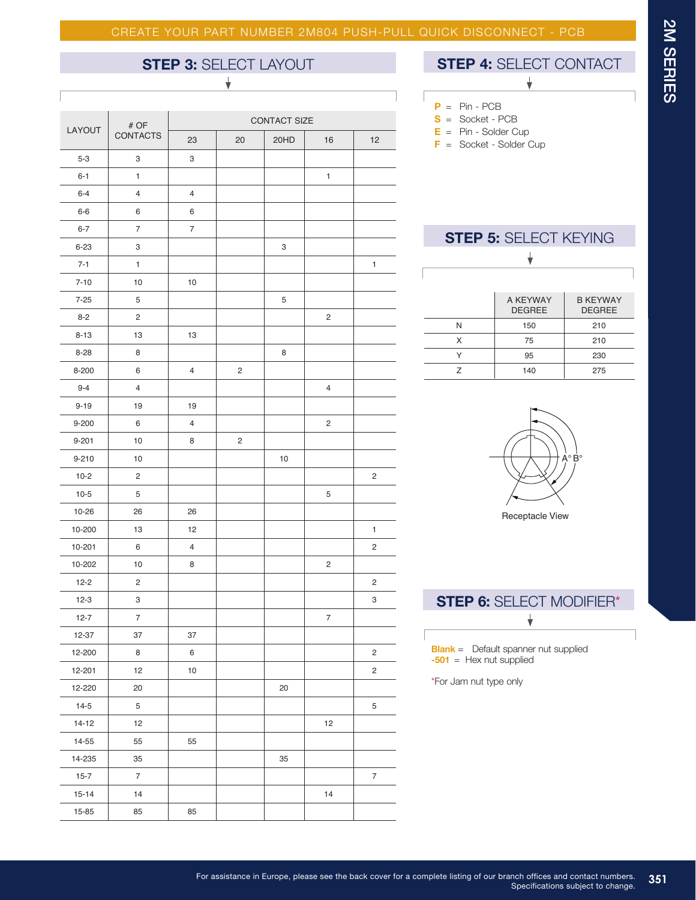CREATE YOUR PART NUMBER 2M804 PUSH-PULL QUICK DISCONNECT - PCB

## STEP 3: SELECT LAYOUT

| LAYOUT | # OF CONTACTS | CONTACT SIZE | | | | |
|---|---|---|---|---|---|---|
| | | 23 | 20 | 20HD | 16 | 12 |
| 5-3 | 3 | 3 | | | | |
| 6-1 | 1 | | | | 1 | |
| 6-4 | 4 | 4 | | | | |
| 6-6 | 6 | 6 | | | | |
| 6-7 | 7 | 7 | | | | |
| 6-23 | 3 | | | 3 | | |
| 7-1 | 1 | | | | | 1 |
| 7-10 | 10 | 10 | | | | |
| 7-25 | 5 | | | 5 | | |
| 8-2 | 2 | | | | 2 | |
| 8-13 | 13 | 13 | | | | |
| 8-28 | 8 | | | 8 | | |
| 8-200 | 6 | 4 | 2 | | | |
| 9-4 | 4 | | | | 4 | |
| 9-19 | 19 | 19 | | | | |
| 9-200 | 6 | 4 | | | 2 | |
| 9-201 | 10 | 8 | 2 | | | |
| 9-210 | 10 | | | 10 | | |
| 10-2 | 2 | | | | | 2 |
| 10-5 | 5 | | | | 5 | |
| 10-26 | 26 | 26 | | | | |
| 10-200 | 13 | 12 | | | | 1 |
| 10-201 | 6 | 4 | | | | 2 |
| 10-202 | 10 | 8 | | | 2 | |
| 12-2 | 2 | | | | | 2 |
| 12-3 | 3 | | | | | 3 |
| 12-7 | 7 | | | | 7 | |
| 12-37 | 37 | 37 | | | | |
| 12-200 | 8 | 6 | | | | 2 |
| 12-201 | 12 | 10 | | | | 2 |
| 12-220 | 20 | | | 20 | | |
| 14-5 | 5 | | | | | 5 |
| 14-12 | 12 | | | | 12 | |
| 14-55 | 55 | 55 | | | | |
| 14-235 | 35 | | | 35 | | |
| 15-7 | 7 | | | | | 7 |
| 15-14 | 14 | | | | 14 | |
| 15-85 | 85 | 85 | | | | |

## STEP 4: SELECT CONTACT

**P** = Pin - PCB
**S** = Socket - PCB
**E** = Pin - Solder Cup
**F** = Socket - Solder Cup

## STEP 5: SELECT KEYING

| | A KEYWAY DEGREE | B KEYWAY DEGREE |
|---|---|---|
| N | 150 | 210 |
| X | 75 | 210 |
| Y | 95 | 230 |
| Z | 140 | 275 |

A° B°

Receptacle View

## STEP 6: SELECT MODIFIER*

**Blank** = Default spanner nut supplied
**-501** = Hex nut supplied

*For Jam nut type only

For assistance in Europe, please see the back cover for a complete listing of our branch offices and contact numbers.
Specifications subject to change.